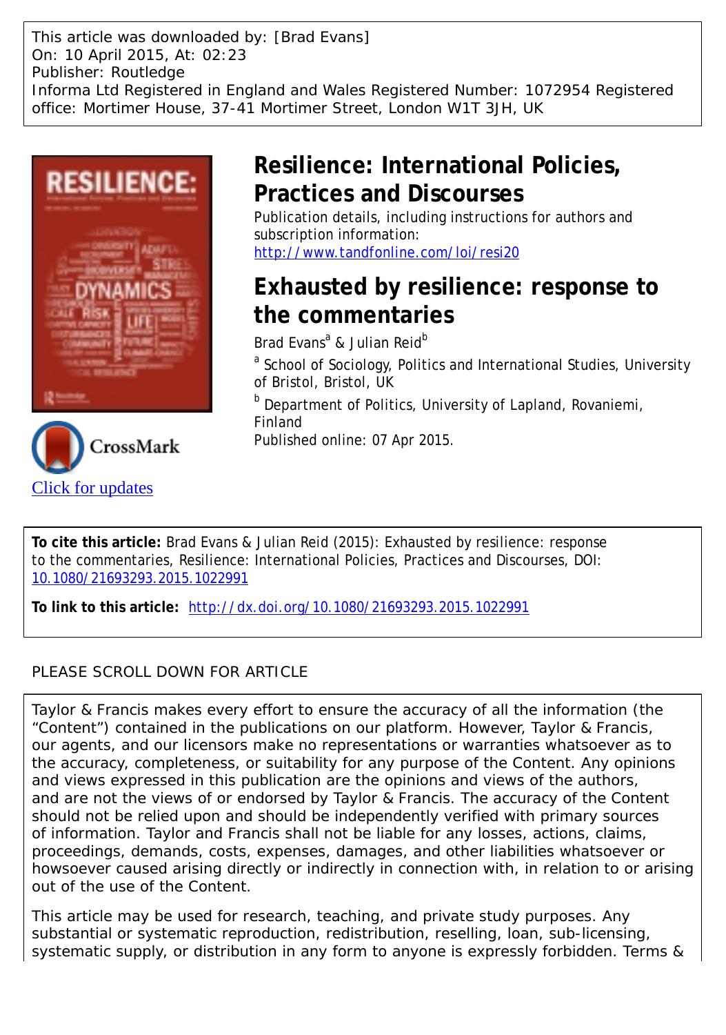This article was downloaded by: [Brad Evans]
On: 10 April 2015, At: 02:23
Publisher: Routledge
Informa Ltd Registered in England and Wales Registered Number: 1072954 Registered office: Mortimer House, 37-41 Mortimer Street, London W1T 3JH, UK

# Resilience: International Policies, Practices and Discourses

Publication details, including instructions for authors and subscription information:
http://www.tandfonline.com/loi/resi20

# Exhausted by resilience: response to the commentaries

Brad Evans[a] & Julian Reid[b]

[a] School of Sociology, Politics and International Studies, University of Bristol, Bristol, UK

[b] Department of Politics, University of Lapland, Rovaniemi, Finland

Published online: 07 Apr 2015.

Click for updates

**To cite this article:** Brad Evans & Julian Reid (2015): Exhausted by resilience: response to the commentaries, Resilience: International Policies, Practices and Discourses, DOI: 10.1080/21693293.2015.1022991

**To link to this article:** http://dx.doi.org/10.1080/21693293.2015.1022991

PLEASE SCROLL DOWN FOR ARTICLE

Taylor & Francis makes every effort to ensure the accuracy of all the information (the "Content") contained in the publications on our platform. However, Taylor & Francis, our agents, and our licensors make no representations or warranties whatsoever as to the accuracy, completeness, or suitability for any purpose of the Content. Any opinions and views expressed in this publication are the opinions and views of the authors, and are not the views of or endorsed by Taylor & Francis. The accuracy of the Content should not be relied upon and should be independently verified with primary sources of information. Taylor and Francis shall not be liable for any losses, actions, claims, proceedings, demands, costs, expenses, damages, and other liabilities whatsoever or howsoever caused arising directly or indirectly in connection with, in relation to or arising out of the use of the Content.

This article may be used for research, teaching, and private study purposes. Any substantial or systematic reproduction, redistribution, reselling, loan, sub-licensing, systematic supply, or distribution in any form to anyone is expressly forbidden. Terms &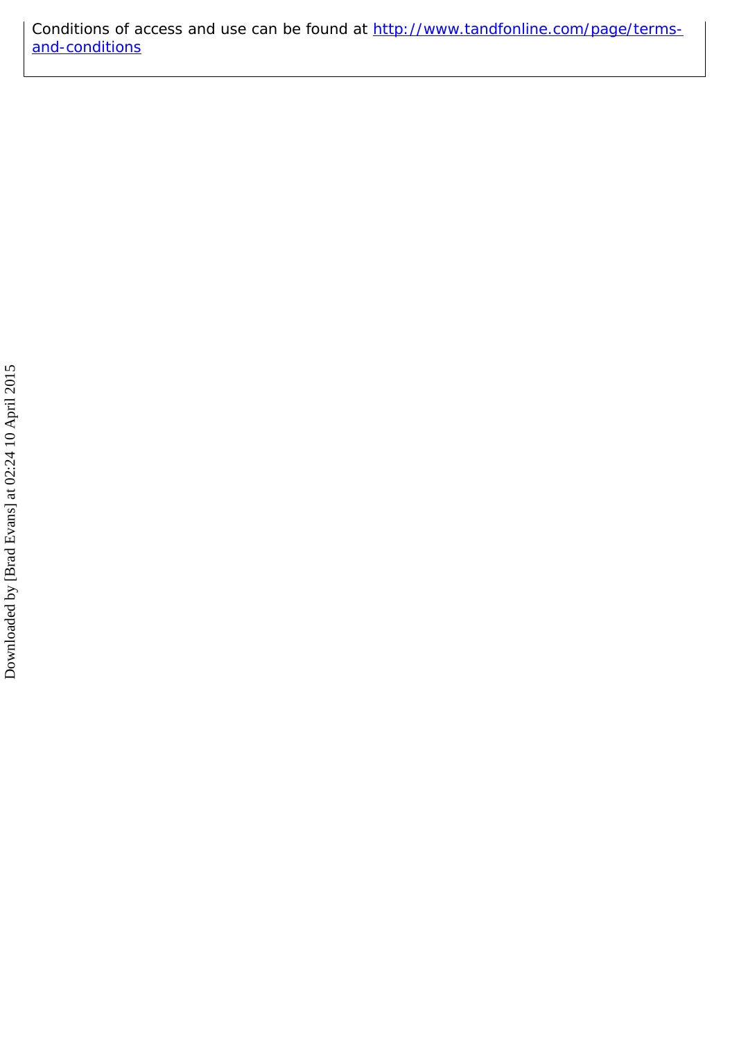Conditions of access and use can be found at [http://www.tandfonline.com/page/terms-and-conditions](http://www.tandfonline.com/page/terms-and-conditions)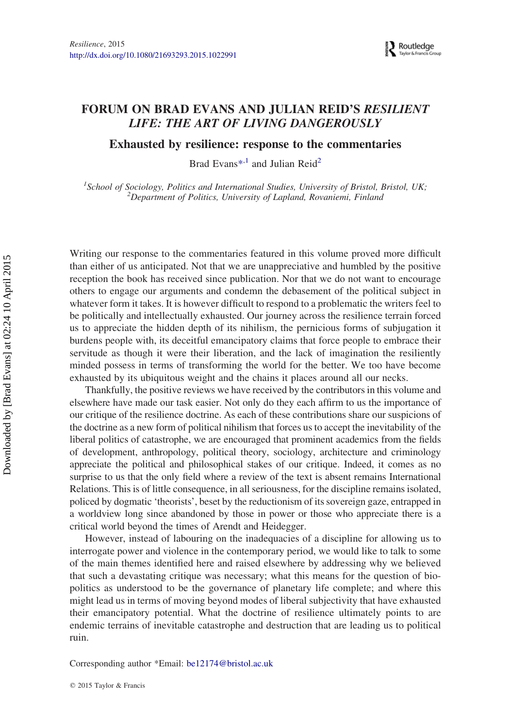# FORUM ON BRAD EVANS AND JULIAN REID'S *RESILIENT LIFE: THE ART OF LIVING DANGEROUSLY*

## Exhausted by resilience: response to the commentaries

Brad Evans*[1] and Julian Reid[2]

[1]*School of Sociology, Politics and International Studies, University of Bristol, Bristol, UK;* [2]*Department of Politics, University of Lapland, Rovaniemi, Finland*

Writing our response to the commentaries featured in this volume proved more difficult than either of us anticipated. Not that we are unappreciative and humbled by the positive reception the book has received since publication. Nor that we do not want to encourage others to engage our arguments and condemn the debasement of the political subject in whatever form it takes. It is however difficult to respond to a problematic the writers feel to be politically and intellectually exhausted. Our journey across the resilience terrain forced us to appreciate the hidden depth of its nihilism, the pernicious forms of subjugation it burdens people with, its deceitful emancipatory claims that force people to embrace their servitude as though it were their liberation, and the lack of imagination the resiliently minded possess in terms of transforming the world for the better. We too have become exhausted by its ubiquitous weight and the chains it places around all our necks.

Thankfully, the positive reviews we have received by the contributors in this volume and elsewhere have made our task easier. Not only do they each affirm to us the importance of our critique of the resilience doctrine. As each of these contributions share our suspicions of the doctrine as a new form of political nihilism that forces us to accept the inevitability of the liberal politics of catastrophe, we are encouraged that prominent academics from the fields of development, anthropology, political theory, sociology, architecture and criminology appreciate the political and philosophical stakes of our critique. Indeed, it comes as no surprise to us that the only field where a review of the text is absent remains International Relations. This is of little consequence, in all seriousness, for the discipline remains isolated, policed by dogmatic 'theorists', beset by the reductionism of its sovereign gaze, entrapped in a worldview long since abandoned by those in power or those who appreciate there is a critical world beyond the times of Arendt and Heidegger.

However, instead of labouring on the inadequacies of a discipline for allowing us to interrogate power and violence in the contemporary period, we would like to talk to some of the main themes identified here and raised elsewhere by addressing why we believed that such a devastating critique was necessary; what this means for the question of bio-politics as understood to be the governance of planetary life complete; and where this might lead us in terms of moving beyond modes of liberal subjectivity that have exhausted their emancipatory potential. What the doctrine of resilience ultimately points to are endemic terrains of inevitable catastrophe and destruction that are leading us to political ruin.

Corresponding author *Email: be12174@bristol.ac.uk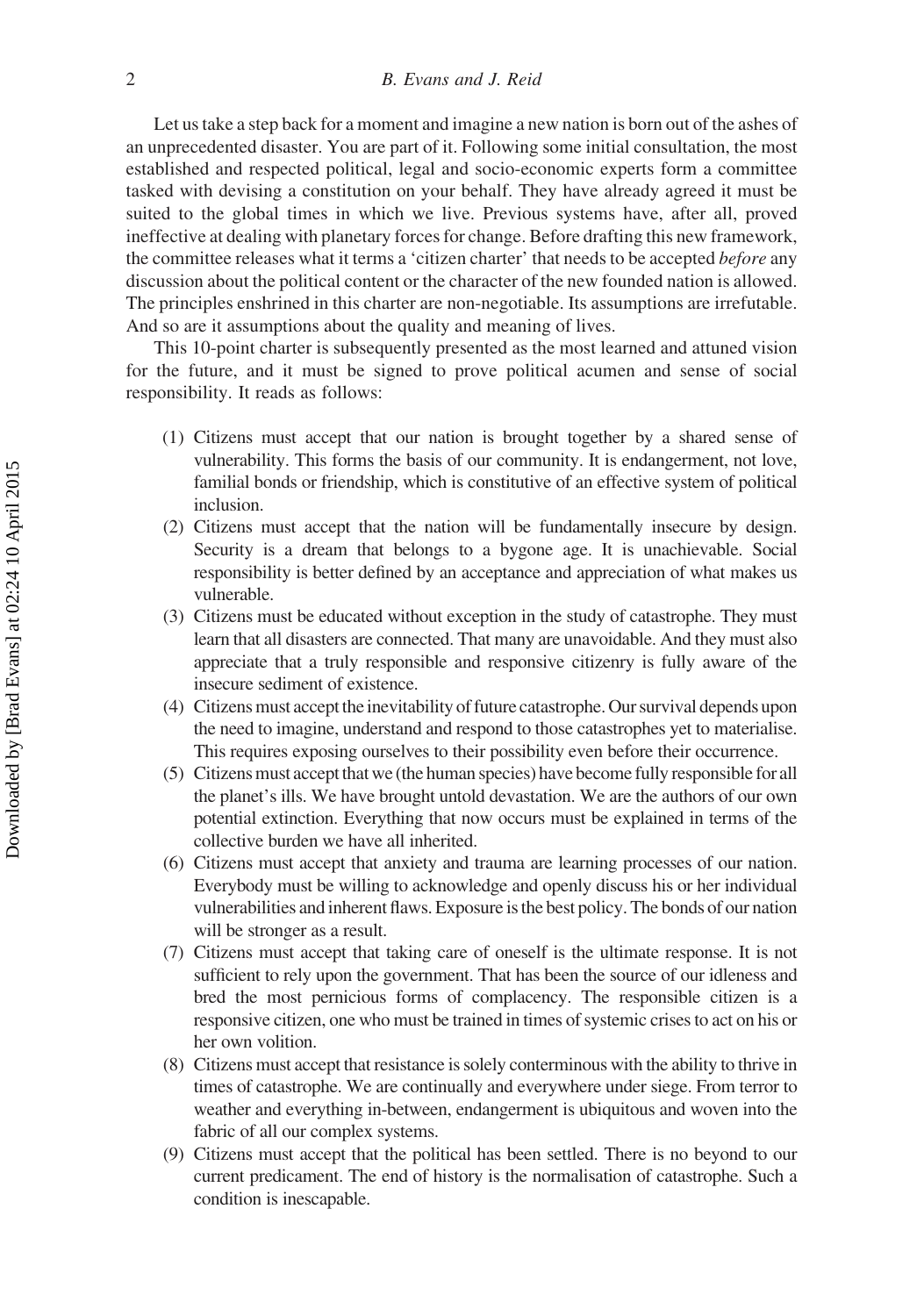Let us take a step back for a moment and imagine a new nation is born out of the ashes of an unprecedented disaster. You are part of it. Following some initial consultation, the most established and respected political, legal and socio-economic experts form a committee tasked with devising a constitution on your behalf. They have already agreed it must be suited to the global times in which we live. Previous systems have, after all, proved ineffective at dealing with planetary forces for change. Before drafting this new framework, the committee releases what it terms a 'citizen charter' that needs to be accepted *before* any discussion about the political content or the character of the new founded nation is allowed. The principles enshrined in this charter are non-negotiable. Its assumptions are irrefutable. And so are it assumptions about the quality and meaning of lives.

This 10-point charter is subsequently presented as the most learned and attuned vision for the future, and it must be signed to prove political acumen and sense of social responsibility. It reads as follows:

(1) Citizens must accept that our nation is brought together by a shared sense of vulnerability. This forms the basis of our community. It is endangerment, not love, familial bonds or friendship, which is constitutive of an effective system of political inclusion.

(2) Citizens must accept that the nation will be fundamentally insecure by design. Security is a dream that belongs to a bygone age. It is unachievable. Social responsibility is better defined by an acceptance and appreciation of what makes us vulnerable.

(3) Citizens must be educated without exception in the study of catastrophe. They must learn that all disasters are connected. That many are unavoidable. And they must also appreciate that a truly responsible and responsive citizenry is fully aware of the insecure sediment of existence.

(4) Citizens must accept the inevitability of future catastrophe. Our survival depends upon the need to imagine, understand and respond to those catastrophes yet to materialise. This requires exposing ourselves to their possibility even before their occurrence.

(5) Citizens must accept that we (the human species) have become fully responsible for all the planet's ills. We have brought untold devastation. We are the authors of our own potential extinction. Everything that now occurs must be explained in terms of the collective burden we have all inherited.

(6) Citizens must accept that anxiety and trauma are learning processes of our nation. Everybody must be willing to acknowledge and openly discuss his or her individual vulnerabilities and inherent flaws. Exposure is the best policy. The bonds of our nation will be stronger as a result.

(7) Citizens must accept that taking care of oneself is the ultimate response. It is not sufficient to rely upon the government. That has been the source of our idleness and bred the most pernicious forms of complacency. The responsible citizen is a responsive citizen, one who must be trained in times of systemic crises to act on his or her own volition.

(8) Citizens must accept that resistance is solely conterminous with the ability to thrive in times of catastrophe. We are continually and everywhere under siege. From terror to weather and everything in-between, endangerment is ubiquitous and woven into the fabric of all our complex systems.

(9) Citizens must accept that the political has been settled. There is no beyond to our current predicament. The end of history is the normalisation of catastrophe. Such a condition is inescapable.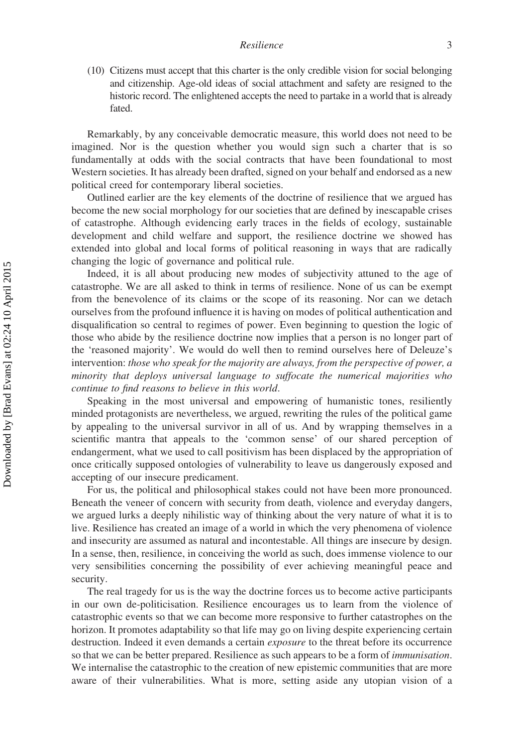(10) Citizens must accept that this charter is the only credible vision for social belonging and citizenship. Age-old ideas of social attachment and safety are resigned to the historic record. The enlightened accepts the need to partake in a world that is already fated.

Remarkably, by any conceivable democratic measure, this world does not need to be imagined. Nor is the question whether you would sign such a charter that is so fundamentally at odds with the social contracts that have been foundational to most Western societies. It has already been drafted, signed on your behalf and endorsed as a new political creed for contemporary liberal societies.

Outlined earlier are the key elements of the doctrine of resilience that we argued has become the new social morphology for our societies that are defined by inescapable crises of catastrophe. Although evidencing early traces in the fields of ecology, sustainable development and child welfare and support, the resilience doctrine we showed has extended into global and local forms of political reasoning in ways that are radically changing the logic of governance and political rule.

Indeed, it is all about producing new modes of subjectivity attuned to the age of catastrophe. We are all asked to think in terms of resilience. None of us can be exempt from the benevolence of its claims or the scope of its reasoning. Nor can we detach ourselves from the profound influence it is having on modes of political authentication and disqualification so central to regimes of power. Even beginning to question the logic of those who abide by the resilience doctrine now implies that a person is no longer part of the 'reasoned majority'. We would do well then to remind ourselves here of Deleuze's intervention: *those who speak for the majority are always, from the perspective of power, a minority that deploys universal language to suffocate the numerical majorities who continue to find reasons to believe in this world*.

Speaking in the most universal and empowering of humanistic tones, resiliently minded protagonists are nevertheless, we argued, rewriting the rules of the political game by appealing to the universal survivor in all of us. And by wrapping themselves in a scientific mantra that appeals to the 'common sense' of our shared perception of endangerment, what we used to call positivism has been displaced by the appropriation of once critically supposed ontologies of vulnerability to leave us dangerously exposed and accepting of our insecure predicament.

For us, the political and philosophical stakes could not have been more pronounced. Beneath the veneer of concern with security from death, violence and everyday dangers, we argued lurks a deeply nihilistic way of thinking about the very nature of what it is to live. Resilience has created an image of a world in which the very phenomena of violence and insecurity are assumed as natural and incontestable. All things are insecure by design. In a sense, then, resilience, in conceiving the world as such, does immense violence to our very sensibilities concerning the possibility of ever achieving meaningful peace and security.

The real tragedy for us is the way the doctrine forces us to become active participants in our own de-politicisation. Resilience encourages us to learn from the violence of catastrophic events so that we can become more responsive to further catastrophes on the horizon. It promotes adaptability so that life may go on living despite experiencing certain destruction. Indeed it even demands a certain *exposure* to the threat before its occurrence so that we can be better prepared. Resilience as such appears to be a form of *immunisation*. We internalise the catastrophic to the creation of new epistemic communities that are more aware of their vulnerabilities. What is more, setting aside any utopian vision of a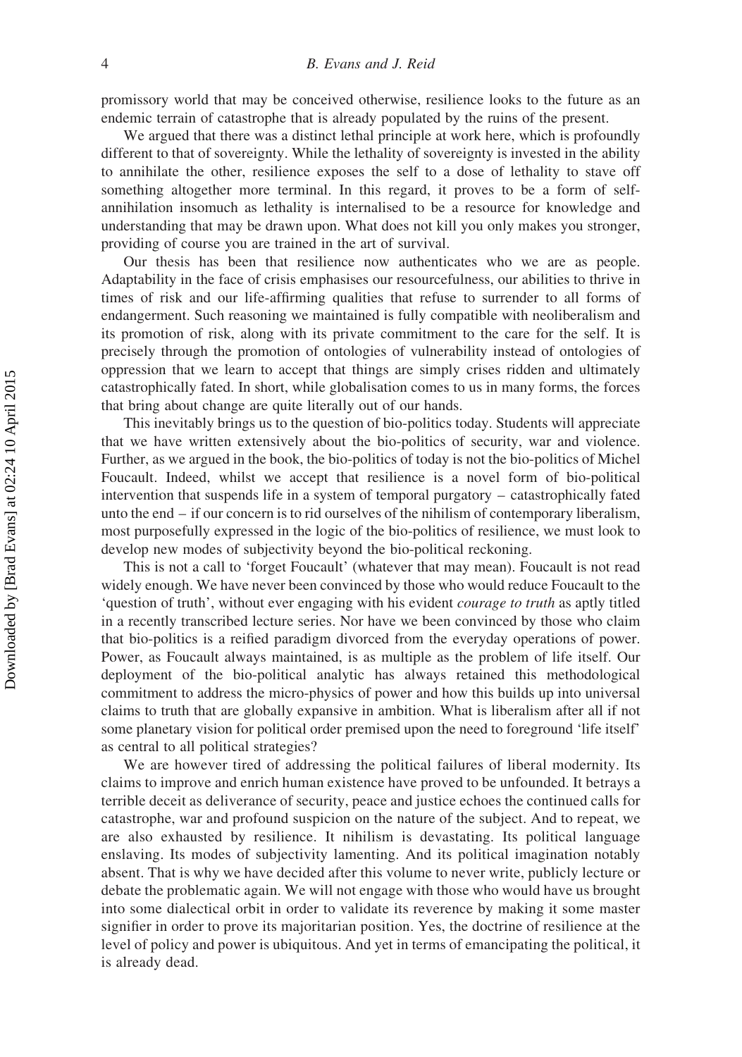promissory world that may be conceived otherwise, resilience looks to the future as an endemic terrain of catastrophe that is already populated by the ruins of the present.

We argued that there was a distinct lethal principle at work here, which is profoundly different to that of sovereignty. While the lethality of sovereignty is invested in the ability to annihilate the other, resilience exposes the self to a dose of lethality to stave off something altogether more terminal. In this regard, it proves to be a form of self-annihilation insomuch as lethality is internalised to be a resource for knowledge and understanding that may be drawn upon. What does not kill you only makes you stronger, providing of course you are trained in the art of survival.

Our thesis has been that resilience now authenticates who we are as people. Adaptability in the face of crisis emphasises our resourcefulness, our abilities to thrive in times of risk and our life-affirming qualities that refuse to surrender to all forms of endangerment. Such reasoning we maintained is fully compatible with neoliberalism and its promotion of risk, along with its private commitment to the care for the self. It is precisely through the promotion of ontologies of vulnerability instead of ontologies of oppression that we learn to accept that things are simply crises ridden and ultimately catastrophically fated. In short, while globalisation comes to us in many forms, the forces that bring about change are quite literally out of our hands.

This inevitably brings us to the question of bio-politics today. Students will appreciate that we have written extensively about the bio-politics of security, war and violence. Further, as we argued in the book, the bio-politics of today is not the bio-politics of Michel Foucault. Indeed, whilst we accept that resilience is a novel form of bio-political intervention that suspends life in a system of temporal purgatory – catastrophically fated unto the end – if our concern is to rid ourselves of the nihilism of contemporary liberalism, most purposefully expressed in the logic of the bio-politics of resilience, we must look to develop new modes of subjectivity beyond the bio-political reckoning.

This is not a call to 'forget Foucault' (whatever that may mean). Foucault is not read widely enough. We have never been convinced by those who would reduce Foucault to the 'question of truth', without ever engaging with his evident *courage to truth* as aptly titled in a recently transcribed lecture series. Nor have we been convinced by those who claim that bio-politics is a reified paradigm divorced from the everyday operations of power. Power, as Foucault always maintained, is as multiple as the problem of life itself. Our deployment of the bio-political analytic has always retained this methodological commitment to address the micro-physics of power and how this builds up into universal claims to truth that are globally expansive in ambition. What is liberalism after all if not some planetary vision for political order premised upon the need to foreground 'life itself' as central to all political strategies?

We are however tired of addressing the political failures of liberal modernity. Its claims to improve and enrich human existence have proved to be unfounded. It betrays a terrible deceit as deliverance of security, peace and justice echoes the continued calls for catastrophe, war and profound suspicion on the nature of the subject. And to repeat, we are also exhausted by resilience. It nihilism is devastating. Its political language enslaving. Its modes of subjectivity lamenting. And its political imagination notably absent. That is why we have decided after this volume to never write, publicly lecture or debate the problematic again. We will not engage with those who would have us brought into some dialectical orbit in order to validate its reverence by making it some master signifier in order to prove its majoritarian position. Yes, the doctrine of resilience at the level of policy and power is ubiquitous. And yet in terms of emancipating the political, it is already dead.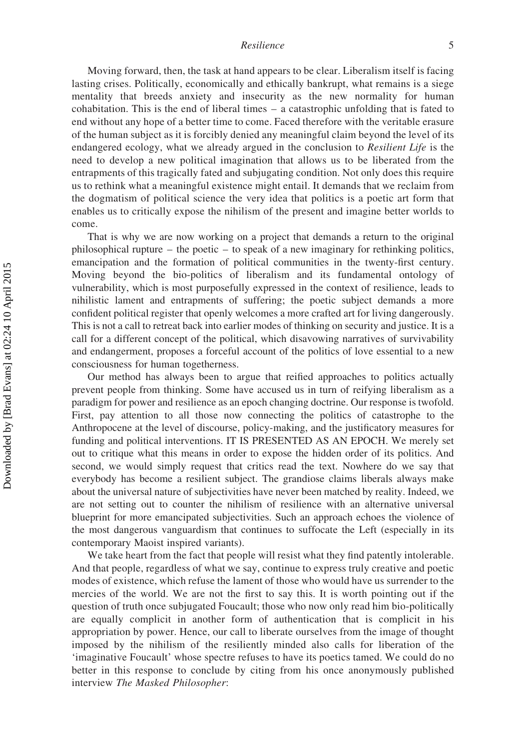Moving forward, then, the task at hand appears to be clear. Liberalism itself is facing lasting crises. Politically, economically and ethically bankrupt, what remains is a siege mentality that breeds anxiety and insecurity as the new normality for human cohabitation. This is the end of liberal times – a catastrophic unfolding that is fated to end without any hope of a better time to come. Faced therefore with the veritable erasure of the human subject as it is forcibly denied any meaningful claim beyond the level of its endangered ecology, what we already argued in the conclusion to *Resilient Life* is the need to develop a new political imagination that allows us to be liberated from the entrapments of this tragically fated and subjugating condition. Not only does this require us to rethink what a meaningful existence might entail. It demands that we reclaim from the dogmatism of political science the very idea that politics is a poetic art form that enables us to critically expose the nihilism of the present and imagine better worlds to come.

That is why we are now working on a project that demands a return to the original philosophical rupture – the poetic – to speak of a new imaginary for rethinking politics, emancipation and the formation of political communities in the twenty-first century. Moving beyond the bio-politics of liberalism and its fundamental ontology of vulnerability, which is most purposefully expressed in the context of resilience, leads to nihilistic lament and entrapments of suffering; the poetic subject demands a more confident political register that openly welcomes a more crafted art for living dangerously. This is not a call to retreat back into earlier modes of thinking on security and justice. It is a call for a different concept of the political, which disavowing narratives of survivability and endangerment, proposes a forceful account of the politics of love essential to a new consciousness for human togetherness.

Our method has always been to argue that reified approaches to politics actually prevent people from thinking. Some have accused us in turn of reifying liberalism as a paradigm for power and resilience as an epoch changing doctrine. Our response is twofold. First, pay attention to all those now connecting the politics of catastrophe to the Anthropocene at the level of discourse, policy-making, and the justificatory measures for funding and political interventions. IT IS PRESENTED AS AN EPOCH. We merely set out to critique what this means in order to expose the hidden order of its politics. And second, we would simply request that critics read the text. Nowhere do we say that everybody has become a resilient subject. The grandiose claims liberals always make about the universal nature of subjectivities have never been matched by reality. Indeed, we are not setting out to counter the nihilism of resilience with an alternative universal blueprint for more emancipated subjectivities. Such an approach echoes the violence of the most dangerous vanguardism that continues to suffocate the Left (especially in its contemporary Maoist inspired variants).

We take heart from the fact that people will resist what they find patently intolerable. And that people, regardless of what we say, continue to express truly creative and poetic modes of existence, which refuse the lament of those who would have us surrender to the mercies of the world. We are not the first to say this. It is worth pointing out if the question of truth once subjugated Foucault; those who now only read him bio-politically are equally complicit in another form of authentication that is complicit in his appropriation by power. Hence, our call to liberate ourselves from the image of thought imposed by the nihilism of the resiliently minded also calls for liberation of the 'imaginative Foucault' whose spectre refuses to have its poetics tamed. We could do no better in this response to conclude by citing from his once anonymously published interview *The Masked Philosopher*: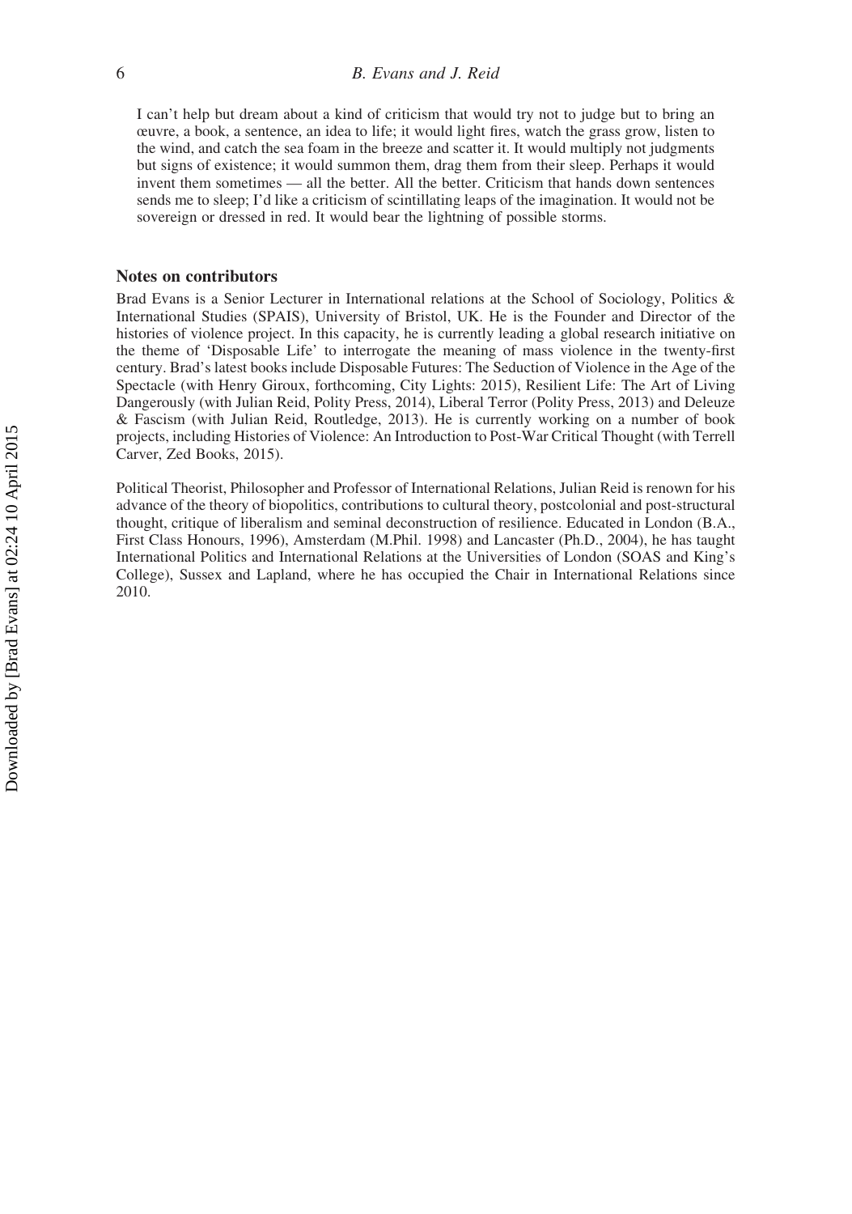> I can't help but dream about a kind of criticism that would try not to judge but to bring an œuvre, a book, a sentence, an idea to life; it would light fires, watch the grass grow, listen to the wind, and catch the sea foam in the breeze and scatter it. It would multiply not judgments but signs of existence; it would summon them, drag them from their sleep. Perhaps it would invent them sometimes — all the better. All the better. Criticism that hands down sentences sends me to sleep; I'd like a criticism of scintillating leaps of the imagination. It would not be sovereign or dressed in red. It would bear the lightning of possible storms.

## Notes on contributors

Brad Evans is a Senior Lecturer in International relations at the School of Sociology, Politics & International Studies (SPAIS), University of Bristol, UK. He is the Founder and Director of the histories of violence project. In this capacity, he is currently leading a global research initiative on the theme of 'Disposable Life' to interrogate the meaning of mass violence in the twenty-first century. Brad's latest books include Disposable Futures: The Seduction of Violence in the Age of the Spectacle (with Henry Giroux, forthcoming, City Lights: 2015), Resilient Life: The Art of Living Dangerously (with Julian Reid, Polity Press, 2014), Liberal Terror (Polity Press, 2013) and Deleuze & Fascism (with Julian Reid, Routledge, 2013). He is currently working on a number of book projects, including Histories of Violence: An Introduction to Post-War Critical Thought (with Terrell Carver, Zed Books, 2015).

Political Theorist, Philosopher and Professor of International Relations, Julian Reid is renown for his advance of the theory of biopolitics, contributions to cultural theory, postcolonial and post-structural thought, critique of liberalism and seminal deconstruction of resilience. Educated in London (B.A., First Class Honours, 1996), Amsterdam (M.Phil. 1998) and Lancaster (Ph.D., 2004), he has taught International Politics and International Relations at the Universities of London (SOAS and King's College), Sussex and Lapland, where he has occupied the Chair in International Relations since 2010.